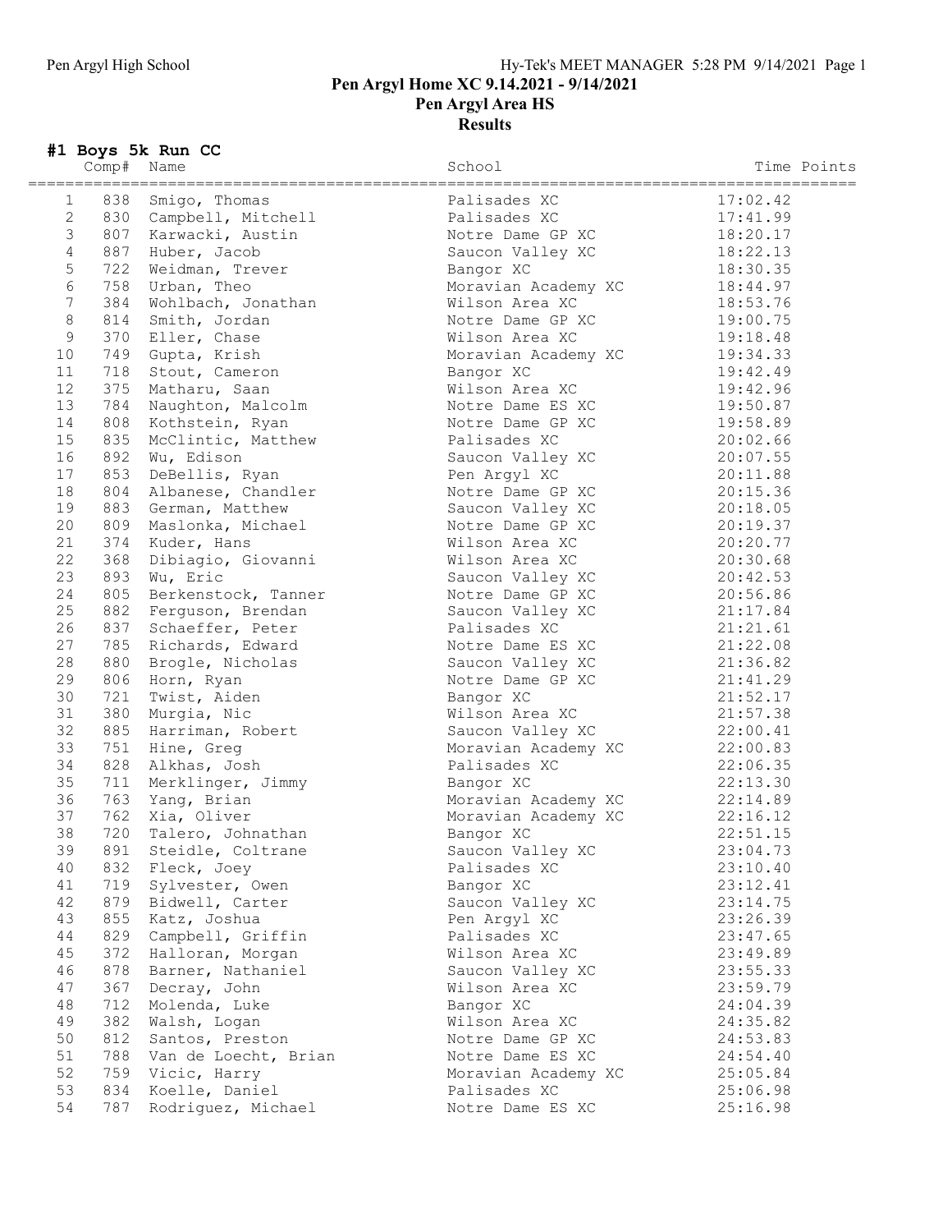# Pen Argyl Home XC 9.14.2021 - 9/14/2021

## Pen Argyl Area HS

## Results

### #1 Boys 5k Run CC

| | Comp# | Name | School | Time | Points |
|---|---|---|---|---|---|
| 1 | 838 | Smigo, Thomas | Palisades XC | 17:02.42 | |
| 2 | 830 | Campbell, Mitchell | Palisades XC | 17:41.99 | |
| 3 | 807 | Karwacki, Austin | Notre Dame GP XC | 18:20.17 | |
| 4 | 887 | Huber, Jacob | Saucon Valley XC | 18:22.13 | |
| 5 | 722 | Weidman, Trever | Bangor XC | 18:30.35 | |
| 6 | 758 | Urban, Theo | Moravian Academy XC | 18:44.97 | |
| 7 | 384 | Wohlbach, Jonathan | Wilson Area XC | 18:53.76 | |
| 8 | 814 | Smith, Jordan | Notre Dame GP XC | 19:00.75 | |
| 9 | 370 | Eller, Chase | Wilson Area XC | 19:18.48 | |
| 10 | 749 | Gupta, Krish | Moravian Academy XC | 19:34.33 | |
| 11 | 718 | Stout, Cameron | Bangor XC | 19:42.49 | |
| 12 | 375 | Matharu, Saan | Wilson Area XC | 19:42.96 | |
| 13 | 784 | Naughton, Malcolm | Notre Dame ES XC | 19:50.87 | |
| 14 | 808 | Kothstein, Ryan | Notre Dame GP XC | 19:58.89 | |
| 15 | 835 | McClintic, Matthew | Palisades XC | 20:02.66 | |
| 16 | 892 | Wu, Edison | Saucon Valley XC | 20:07.55 | |
| 17 | 853 | DeBellis, Ryan | Pen Argyl XC | 20:11.88 | |
| 18 | 804 | Albanese, Chandler | Notre Dame GP XC | 20:15.36 | |
| 19 | 883 | German, Matthew | Saucon Valley XC | 20:18.05 | |
| 20 | 809 | Maslonka, Michael | Notre Dame GP XC | 20:19.37 | |
| 21 | 374 | Kuder, Hans | Wilson Area XC | 20:20.77 | |
| 22 | 368 | Dibiagio, Giovanni | Wilson Area XC | 20:30.68 | |
| 23 | 893 | Wu, Eric | Saucon Valley XC | 20:42.53 | |
| 24 | 805 | Berkenstock, Tanner | Notre Dame GP XC | 20:56.86 | |
| 25 | 882 | Ferguson, Brendan | Saucon Valley XC | 21:17.84 | |
| 26 | 837 | Schaeffer, Peter | Palisades XC | 21:21.61 | |
| 27 | 785 | Richards, Edward | Notre Dame ES XC | 21:22.08 | |
| 28 | 880 | Brogle, Nicholas | Saucon Valley XC | 21:36.82 | |
| 29 | 806 | Horn, Ryan | Notre Dame GP XC | 21:41.29 | |
| 30 | 721 | Twist, Aiden | Bangor XC | 21:52.17 | |
| 31 | 380 | Murgia, Nic | Wilson Area XC | 21:57.38 | |
| 32 | 885 | Harriman, Robert | Saucon Valley XC | 22:00.41 | |
| 33 | 751 | Hine, Greg | Moravian Academy XC | 22:00.83 | |
| 34 | 828 | Alkhas, Josh | Palisades XC | 22:06.35 | |
| 35 | 711 | Merklinger, Jimmy | Bangor XC | 22:13.30 | |
| 36 | 763 | Yang, Brian | Moravian Academy XC | 22:14.89 | |
| 37 | 762 | Xia, Oliver | Moravian Academy XC | 22:16.12 | |
| 38 | 720 | Talero, Johnathan | Bangor XC | 22:51.15 | |
| 39 | 891 | Steidle, Coltrane | Saucon Valley XC | 23:04.73 | |
| 40 | 832 | Fleck, Joey | Palisades XC | 23:10.40 | |
| 41 | 719 | Sylvester, Owen | Bangor XC | 23:12.41 | |
| 42 | 879 | Bidwell, Carter | Saucon Valley XC | 23:14.75 | |
| 43 | 855 | Katz, Joshua | Pen Argyl XC | 23:26.39 | |
| 44 | 829 | Campbell, Griffin | Palisades XC | 23:47.65 | |
| 45 | 372 | Halloran, Morgan | Wilson Area XC | 23:49.89 | |
| 46 | 878 | Barner, Nathaniel | Saucon Valley XC | 23:55.33 | |
| 47 | 367 | Decray, John | Wilson Area XC | 23:59.79 | |
| 48 | 712 | Molenda, Luke | Bangor XC | 24:04.39 | |
| 49 | 382 | Walsh, Logan | Wilson Area XC | 24:35.82 | |
| 50 | 812 | Santos, Preston | Notre Dame GP XC | 24:53.83 | |
| 51 | 788 | Van de Loecht, Brian | Notre Dame ES XC | 24:54.40 | |
| 52 | 759 | Vicic, Harry | Moravian Academy XC | 25:05.84 | |
| 53 | 834 | Koelle, Daniel | Palisades XC | 25:06.98 | |
| 54 | 787 | Rodriguez, Michael | Notre Dame ES XC | 25:16.98 | |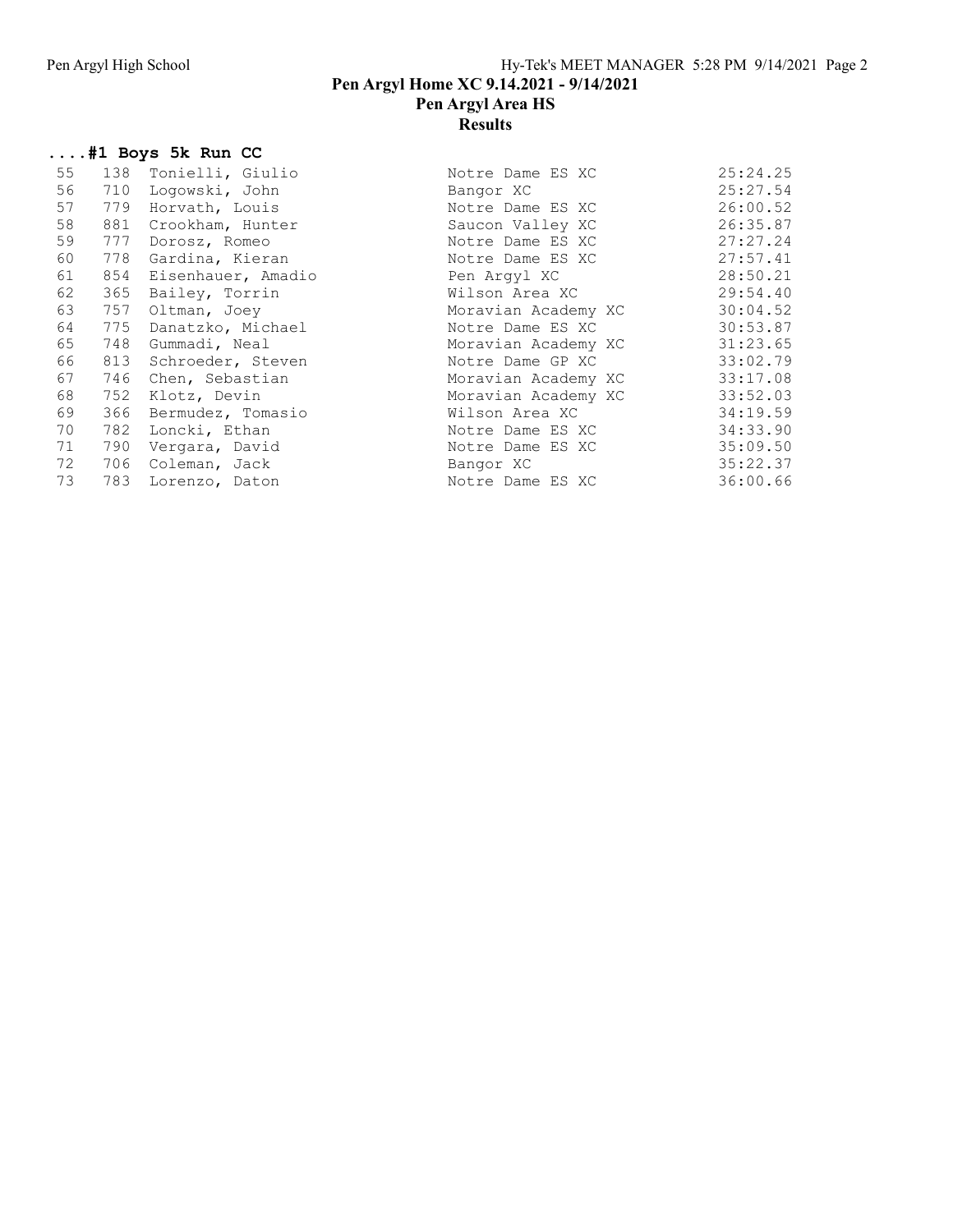# Pen Argyl Home XC 9.14.2021 - 9/14/2021

## Pen Argyl Area HS

## Results

### ....#1 Boys 5k Run CC

| | | | | |
|---|---|---|---|---|
| 55 | 138 | Tonielli, Giulio | Notre Dame ES XC | 25:24.25 |
| 56 | 710 | Logowski, John | Bangor XC | 25:27.54 |
| 57 | 779 | Horvath, Louis | Notre Dame ES XC | 26:00.52 |
| 58 | 881 | Crookham, Hunter | Saucon Valley XC | 26:35.87 |
| 59 | 777 | Dorosz, Romeo | Notre Dame ES XC | 27:27.24 |
| 60 | 778 | Gardina, Kieran | Notre Dame ES XC | 27:57.41 |
| 61 | 854 | Eisenhauer, Amadio | Pen Argyl XC | 28:50.21 |
| 62 | 365 | Bailey, Torrin | Wilson Area XC | 29:54.40 |
| 63 | 757 | Oltman, Joey | Moravian Academy XC | 30:04.52 |
| 64 | 775 | Danatzko, Michael | Notre Dame ES XC | 30:53.87 |
| 65 | 748 | Gummadi, Neal | Moravian Academy XC | 31:23.65 |
| 66 | 813 | Schroeder, Steven | Notre Dame GP XC | 33:02.79 |
| 67 | 746 | Chen, Sebastian | Moravian Academy XC | 33:17.08 |
| 68 | 752 | Klotz, Devin | Moravian Academy XC | 33:52.03 |
| 69 | 366 | Bermudez, Tomasio | Wilson Area XC | 34:19.59 |
| 70 | 782 | Loncki, Ethan | Notre Dame ES XC | 34:33.90 |
| 71 | 790 | Vergara, David | Notre Dame ES XC | 35:09.50 |
| 72 | 706 | Coleman, Jack | Bangor XC | 35:22.37 |
| 73 | 783 | Lorenzo, Daton | Notre Dame ES XC | 36:00.66 |